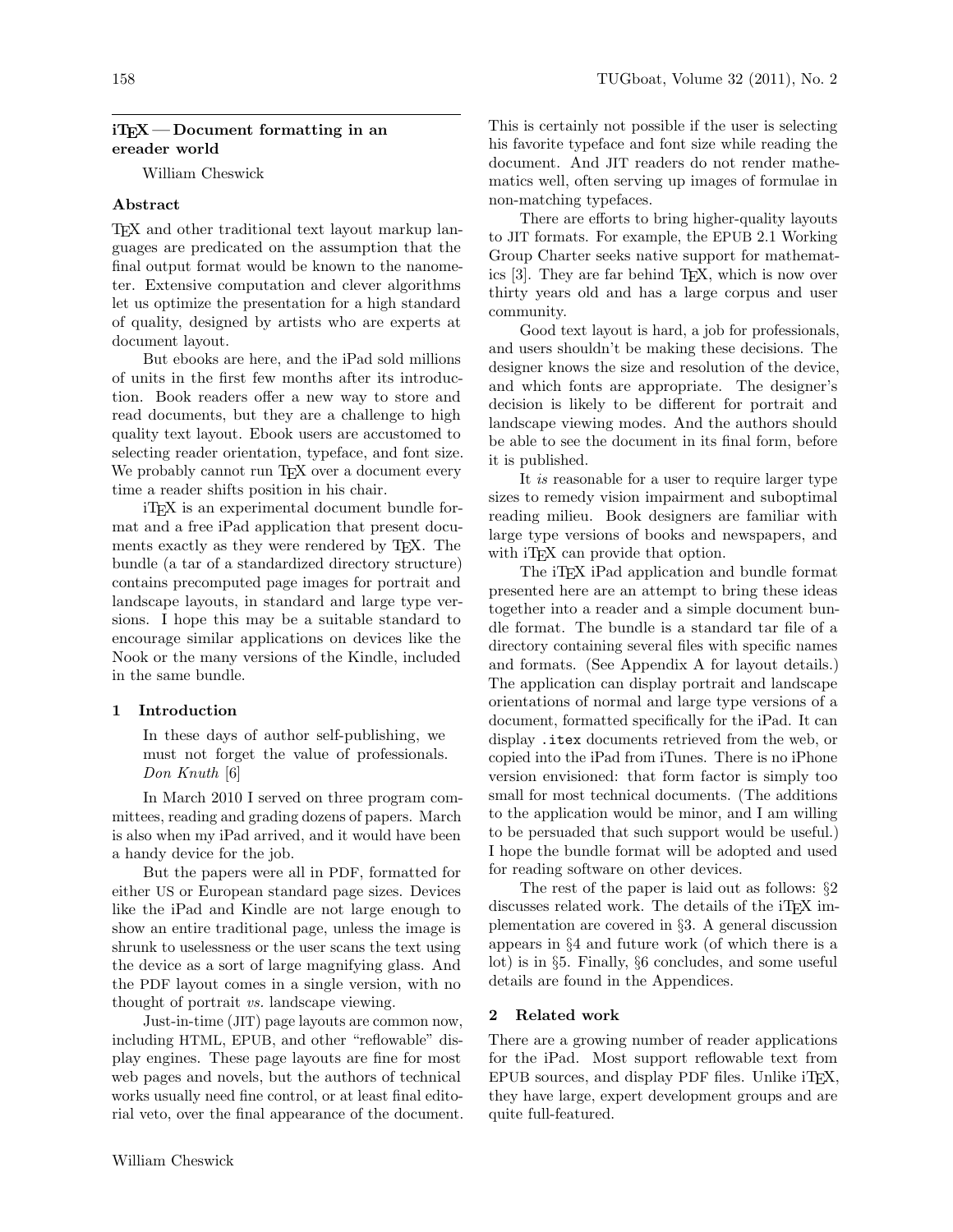# iTEX — Document formatting in an ereader world

William Cheswick

## Abstract

TEX and other traditional text layout markup languages are predicated on the assumption that the final output format would be known to the nanometer. Extensive computation and clever algorithms let us optimize the presentation for a high standard of quality, designed by artists who are experts at document layout.

But ebooks are here, and the iPad sold millions of units in the first few months after its introduction. Book readers offer a new way to store and read documents, but they are a challenge to high quality text layout. Ebook users are accustomed to selecting reader orientation, typeface, and font size. We probably cannot run TEX over a document every time a reader shifts position in his chair.

iTEX is an experimental document bundle format and a free iPad application that present documents exactly as they were rendered by TEX. The bundle (a tar of a standardized directory structure) contains precomputed page images for portrait and landscape layouts, in standard and large type versions. I hope this may be a suitable standard to encourage similar applications on devices like the Nook or the many versions of the Kindle, included in the same bundle.

## 1 Introduction

> In these days of author self-publishing, we must not forget the value of professionals.
> *Don Knuth* [6]

In March 2010 I served on three program committees, reading and grading dozens of papers. March is also when my iPad arrived, and it would have been a handy device for the job.

But the papers were all in PDF, formatted for either US or European standard page sizes. Devices like the iPad and Kindle are not large enough to show an entire traditional page, unless the image is shrunk to uselessness or the user scans the text using the device as a sort of large magnifying glass. And the PDF layout comes in a single version, with no thought of portrait *vs.* landscape viewing.

Just-in-time (JIT) page layouts are common now, including HTML, EPUB, and other "reflowable" display engines. These page layouts are fine for most web pages and novels, but the authors of technical works usually need fine control, or at least final editorial veto, over the final appearance of the document. This is certainly not possible if the user is selecting his favorite typeface and font size while reading the document. And JIT readers do not render mathematics well, often serving up images of formulae in non-matching typefaces.

There are efforts to bring higher-quality layouts to JIT formats. For example, the EPUB 2.1 Working Group Charter seeks native support for mathematics [3]. They are far behind TEX, which is now over thirty years old and has a large corpus and user community.

Good text layout is hard, a job for professionals, and users shouldn't be making these decisions. The designer knows the size and resolution of the device, and which fonts are appropriate. The designer's decision is likely to be different for portrait and landscape viewing modes. And the authors should be able to see the document in its final form, before it is published.

It *is* reasonable for a user to require larger type sizes to remedy vision impairment and suboptimal reading milieu. Book designers are familiar with large type versions of books and newspapers, and with iTEX can provide that option.

The iTEX iPad application and bundle format presented here are an attempt to bring these ideas together into a reader and a simple document bundle format. The bundle is a standard tar file of a directory containing several files with specific names and formats. (See Appendix A for layout details.) The application can display portrait and landscape orientations of normal and large type versions of a document, formatted specifically for the iPad. It can display `.itex` documents retrieved from the web, or copied into the iPad from iTunes. There is no iPhone version envisioned: that form factor is simply too small for most technical documents. (The additions to the application would be minor, and I am willing to be persuaded that such support would be useful.) I hope the bundle format will be adopted and used for reading software on other devices.

The rest of the paper is laid out as follows: §2 discusses related work. The details of the iTEX implementation are covered in §3. A general discussion appears in §4 and future work (of which there is a lot) is in §5. Finally, §6 concludes, and some useful details are found in the Appendices.

## 2 Related work

There are a growing number of reader applications for the iPad. Most support reflowable text from EPUB sources, and display PDF files. Unlike iTEX, they have large, expert development groups and are quite full-featured.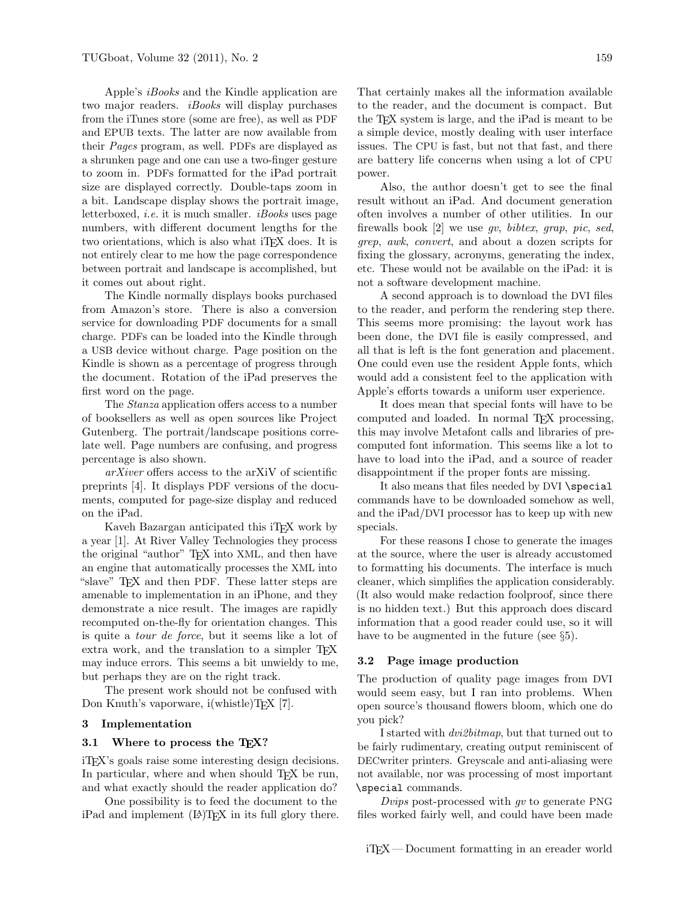Apple's *iBooks* and the Kindle application are two major readers. *iBooks* will display purchases from the iTunes store (some are free), as well as PDF and EPUB texts. The latter are now available from their *Pages* program, as well. PDFs are displayed as a shrunken page and one can use a two-finger gesture to zoom in. PDFs formatted for the iPad portrait size are displayed correctly. Double-taps zoom in a bit. Landscape display shows the portrait image, letterboxed, *i.e.* it is much smaller. *iBooks* uses page numbers, with different document lengths for the two orientations, which is also what iTEX does. It is not entirely clear to me how the page correspondence between portrait and landscape is accomplished, but it comes out about right.

The Kindle normally displays books purchased from Amazon's store. There is also a conversion service for downloading PDF documents for a small charge. PDFs can be loaded into the Kindle through a USB device without charge. Page position on the Kindle is shown as a percentage of progress through the document. Rotation of the iPad preserves the first word on the page.

The *Stanza* application offers access to a number of booksellers as well as open sources like Project Gutenberg. The portrait/landscape positions correlate well. Page numbers are confusing, and progress percentage is also shown.

*arXiver* offers access to the arXiV of scientific preprints [4]. It displays PDF versions of the documents, computed for page-size display and reduced on the iPad.

Kaveh Bazargan anticipated this iTEX work by a year [1]. At River Valley Technologies they process the original "author" TEX into XML, and then have an engine that automatically processes the XML into "slave" TEX and then PDF. These latter steps are amenable to implementation in an iPhone, and they demonstrate a nice result. The images are rapidly recomputed on-the-fly for orientation changes. This is quite a *tour de force*, but it seems like a lot of extra work, and the translation to a simpler TEX may induce errors. This seems a bit unwieldy to me, but perhaps they are on the right track.

The present work should not be confused with Don Knuth's vaporware, i(whistle)TEX [7].

## 3 Implementation

### 3.1 Where to process the TEX?

iTEX's goals raise some interesting design decisions. In particular, where and when should TEX be run, and what exactly should the reader application do?

One possibility is to feed the document to the iPad and implement (LA)TEX in its full glory there. That certainly makes all the information available to the reader, and the document is compact. But the TEX system is large, and the iPad is meant to be a simple device, mostly dealing with user interface issues. The CPU is fast, but not that fast, and there are battery life concerns when using a lot of CPU power.

Also, the author doesn't get to see the final result without an iPad. And document generation often involves a number of other utilities. In our firewalls book [2] we use *gv*, *bibtex*, *grap*, *pic*, *sed*, *grep*, *awk*, *convert*, and about a dozen scripts for fixing the glossary, acronyms, generating the index, etc. These would not be available on the iPad: it is not a software development machine.

A second approach is to download the DVI files to the reader, and perform the rendering step there. This seems more promising: the layout work has been done, the DVI file is easily compressed, and all that is left is the font generation and placement. One could even use the resident Apple fonts, which would add a consistent feel to the application with Apple's efforts towards a uniform user experience.

It does mean that special fonts will have to be computed and loaded. In normal TEX processing, this may involve Metafont calls and libraries of precomputed font information. This seems like a lot to have to load into the iPad, and a source of reader disappointment if the proper fonts are missing.

It also means that files needed by DVI `\special` commands have to be downloaded somehow as well, and the iPad/DVI processor has to keep up with new specials.

For these reasons I chose to generate the images at the source, where the user is already accustomed to formatting his documents. The interface is much cleaner, which simplifies the application considerably. (It also would make redaction foolproof, since there is no hidden text.) But this approach does discard information that a good reader could use, so it will have to be augmented in the future (see §5).

### 3.2 Page image production

The production of quality page images from DVI would seem easy, but I ran into problems. When open source's thousand flowers bloom, which one do you pick?

I started with *dvi2bitmap*, but that turned out to be fairly rudimentary, creating output reminiscent of DECwriter printers. Greyscale and anti-aliasing were not available, nor was processing of most important `\special` commands.

*Dvips* post-processed with *gv* to generate PNG files worked fairly well, and could have been made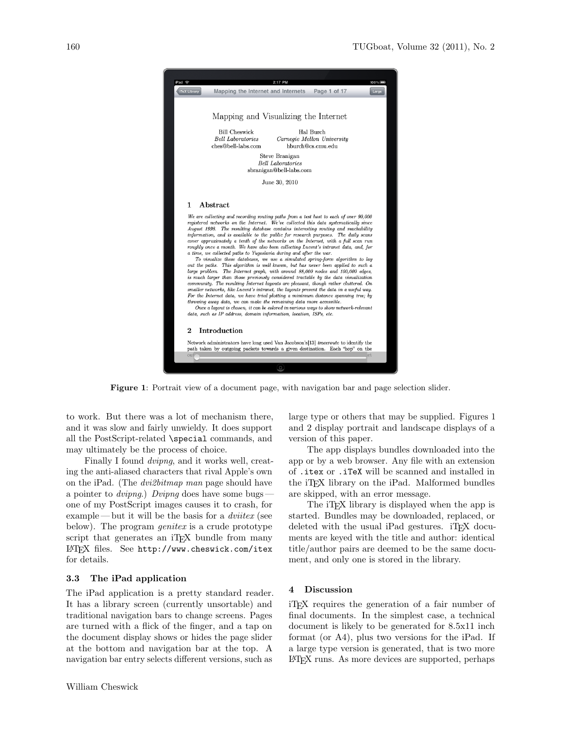Figure 1: Portrait view of a document page, with navigation bar and page selection slider.

to work. But there was a lot of mechanism there, and it was slow and fairly unwieldy. It does support all the PostScript-related `\special` commands, and may ultimately be the process of choice.

Finally I found *dvipng*, and it works well, creating the anti-aliased characters that rival Apple's own on the iPad. (The *dvi2bitmap man* page should have a pointer to *dvipng*.) *Dvipng* does have some bugs — one of my PostScript images causes it to crash, for example — but it will be the basis for a *dviitex* (see below). The program *genitex* is a crude prototype script that generates an iTEX bundle from many LaTeX files. See `http://www.cheswick.com/itex` for details.

### 3.3 The iPad application

The iPad application is a pretty standard reader. It has a library screen (currently unsortable) and traditional navigation bars to change screens. Pages are turned with a flick of the finger, and a tap on the document display shows or hides the page slider at the bottom and navigation bar at the top. A navigation bar entry selects different versions, such as large type or others that may be supplied. Figures 1 and 2 display portrait and landscape displays of a version of this paper.

The app displays bundles downloaded into the app or by a web browser. Any file with an extension of `.itex` or `.iTeX` will be scanned and installed in the iTEX library on the iPad. Malformed bundles are skipped, with an error message.

The iTEX library is displayed when the app is started. Bundles may be downloaded, replaced, or deleted with the usual iPad gestures. iTEX documents are keyed with the title and author: identical title/author pairs are deemed to be the same document, and only one is stored in the library.

## 4 Discussion

iTEX requires the generation of a fair number of final documents. In the simplest case, a technical document is likely to be generated for 8.5x11 inch format (or A4), plus two versions for the iPad. If a large type version is generated, that is two more LaTeX runs. As more devices are supported, perhaps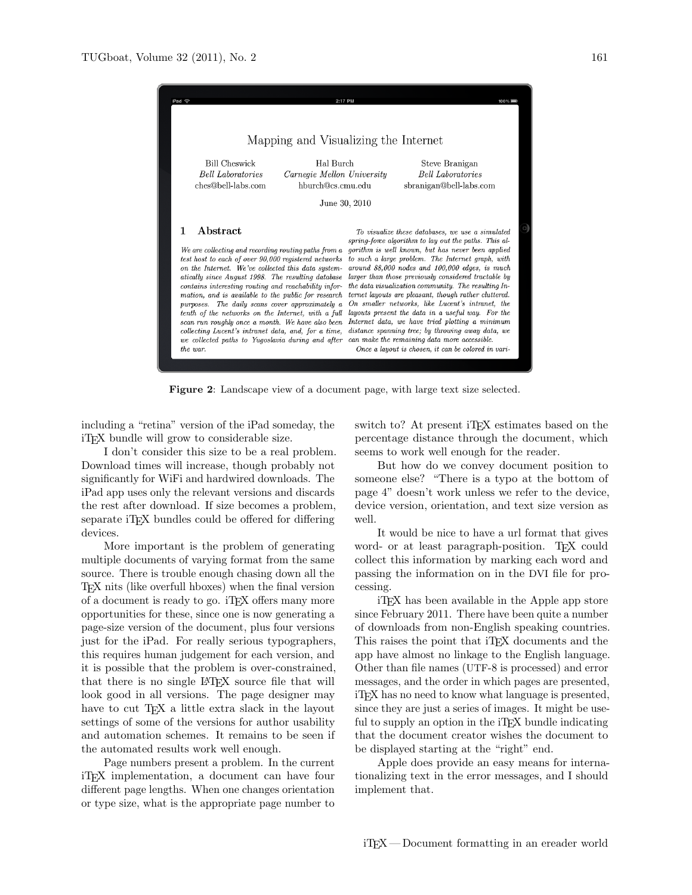**Figure 2**: Landscape view of a document page, with large text size selected.

including a "retina" version of the iPad someday, the iTEX bundle will grow to considerable size.

I don't consider this size to be a real problem. Download times will increase, though probably not significantly for WiFi and hardwired downloads. The iPad app uses only the relevant versions and discards the rest after download. If size becomes a problem, separate iTEX bundles could be offered for differing devices.

More important is the problem of generating multiple documents of varying format from the same source. There is trouble enough chasing down all the TEX nits (like overfull hboxes) when the final version of a document is ready to go. iTEX offers many more opportunities for these, since one is now generating a page-size version of the document, plus four versions just for the iPad. For really serious typographers, this requires human judgement for each version, and it is possible that the problem is over-constrained, that there is no single LATEX source file that will look good in all versions. The page designer may have to cut TEX a little extra slack in the layout settings of some of the versions for author usability and automation schemes. It remains to be seen if the automated results work well enough.

Page numbers present a problem. In the current iTEX implementation, a document can have four different page lengths. When one changes orientation or type size, what is the appropriate page number to switch to? At present iTEX estimates based on the percentage distance through the document, which seems to work well enough for the reader.

But how do we convey document position to someone else? "There is a typo at the bottom of page 4" doesn't work unless we refer to the device, device version, orientation, and text size version as well.

It would be nice to have a url format that gives word- or at least paragraph-position. TEX could collect this information by marking each word and passing the information on in the DVI file for processing.

iTEX has been available in the Apple app store since February 2011. There have been quite a number of downloads from non-English speaking countries. This raises the point that iTEX documents and the app have almost no linkage to the English language. Other than file names (UTF-8 is processed) and error messages, and the order in which pages are presented, iTEX has no need to know what language is presented, since they are just a series of images. It might be useful to supply an option in the iTEX bundle indicating that the document creator wishes the document to be displayed starting at the "right" end.

Apple does provide an easy means for internationalizing text in the error messages, and I should implement that.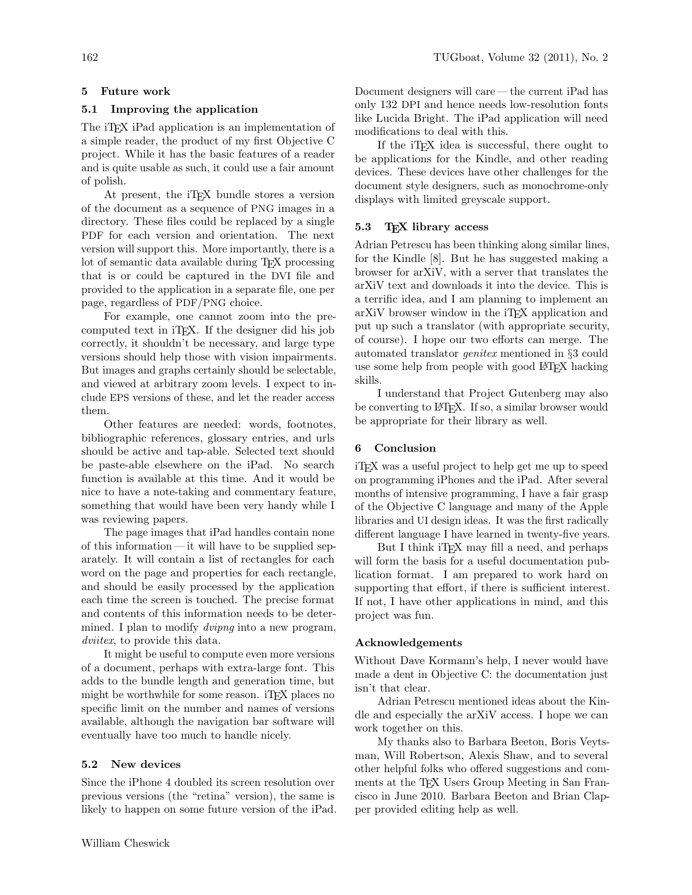## 5 Future work

### 5.1 Improving the application

The iTEX iPad application is an implementation of a simple reader, the product of my first Objective C project. While it has the basic features of a reader and is quite usable as such, it could use a fair amount of polish.

At present, the iTEX bundle stores a version of the document as a sequence of PNG images in a directory. These files could be replaced by a single PDF for each version and orientation. The next version will support this. More importantly, there is a lot of semantic data available during TEX processing that is or could be captured in the DVI file and provided to the application in a separate file, one per page, regardless of PDF/PNG choice.

For example, one cannot zoom into the precomputed text in iTEX. If the designer did his job correctly, it shouldn't be necessary, and large type versions should help those with vision impairments. But images and graphs certainly should be selectable, and viewed at arbitrary zoom levels. I expect to include EPS versions of these, and let the reader access them.

Other features are needed: words, footnotes, bibliographic references, glossary entries, and urls should be active and tap-able. Selected text should be paste-able elsewhere on the iPad. No search function is available at this time. And it would be nice to have a note-taking and commentary feature, something that would have been very handy while I was reviewing papers.

The page images that iPad handles contain none of this information — it will have to be supplied separately. It will contain a list of rectangles for each word on the page and properties for each rectangle, and should be easily processed by the application each time the screen is touched. The precise format and contents of this information needs to be determined. I plan to modify *dvipng* into a new program, *dviitex*, to provide this data.

It might be useful to compute even more versions of a document, perhaps with extra-large font. This adds to the bundle length and generation time, but might be worthwhile for some reason. iTEX places no specific limit on the number and names of versions available, although the navigation bar software will eventually have too much to handle nicely.

### 5.2 New devices

Since the iPhone 4 doubled its screen resolution over previous versions (the "retina" version), the same is likely to happen on some future version of the iPad. Document designers will care — the current iPad has only 132 DPI and hence needs low-resolution fonts like Lucida Bright. The iPad application will need modifications to deal with this.

If the iTEX idea is successful, there ought to be applications for the Kindle, and other reading devices. These devices have other challenges for the document style designers, such as monochrome-only displays with limited greyscale support.

### 5.3 TEX library access

Adrian Petrescu has been thinking along similar lines, for the Kindle [8]. But he has suggested making a browser for arXiV, with a server that translates the arXiV text and downloads it into the device. This is a terrific idea, and I am planning to implement an arXiV browser window in the iTEX application and put up such a translator (with appropriate security, of course). I hope our two efforts can merge. The automated translator *genitex* mentioned in §3 could use some help from people with good LATEX hacking skills.

I understand that Project Gutenberg may also be converting to LATEX. If so, a similar browser would be appropriate for their library as well.

## 6 Conclusion

iTEX was a useful project to help get me up to speed on programming iPhones and the iPad. After several months of intensive programming, I have a fair grasp of the Objective C language and many of the Apple libraries and UI design ideas. It was the first radically different language I have learned in twenty-five years.

But I think iTEX may fill a need, and perhaps will form the basis for a useful documentation publication format. I am prepared to work hard on supporting that effort, if there is sufficient interest. If not, I have other applications in mind, and this project was fun.

### Acknowledgements

Without Dave Kormann's help, I never would have made a dent in Objective C: the documentation just isn't that clear.

Adrian Petrescu mentioned ideas about the Kindle and especially the arXiV access. I hope we can work together on this.

My thanks also to Barbara Beeton, Boris Veytsman, Will Robertson, Alexis Shaw, and to several other helpful folks who offered suggestions and comments at the TEX Users Group Meeting in San Francisco in June 2010. Barbara Beeton and Brian Clapper provided editing help as well.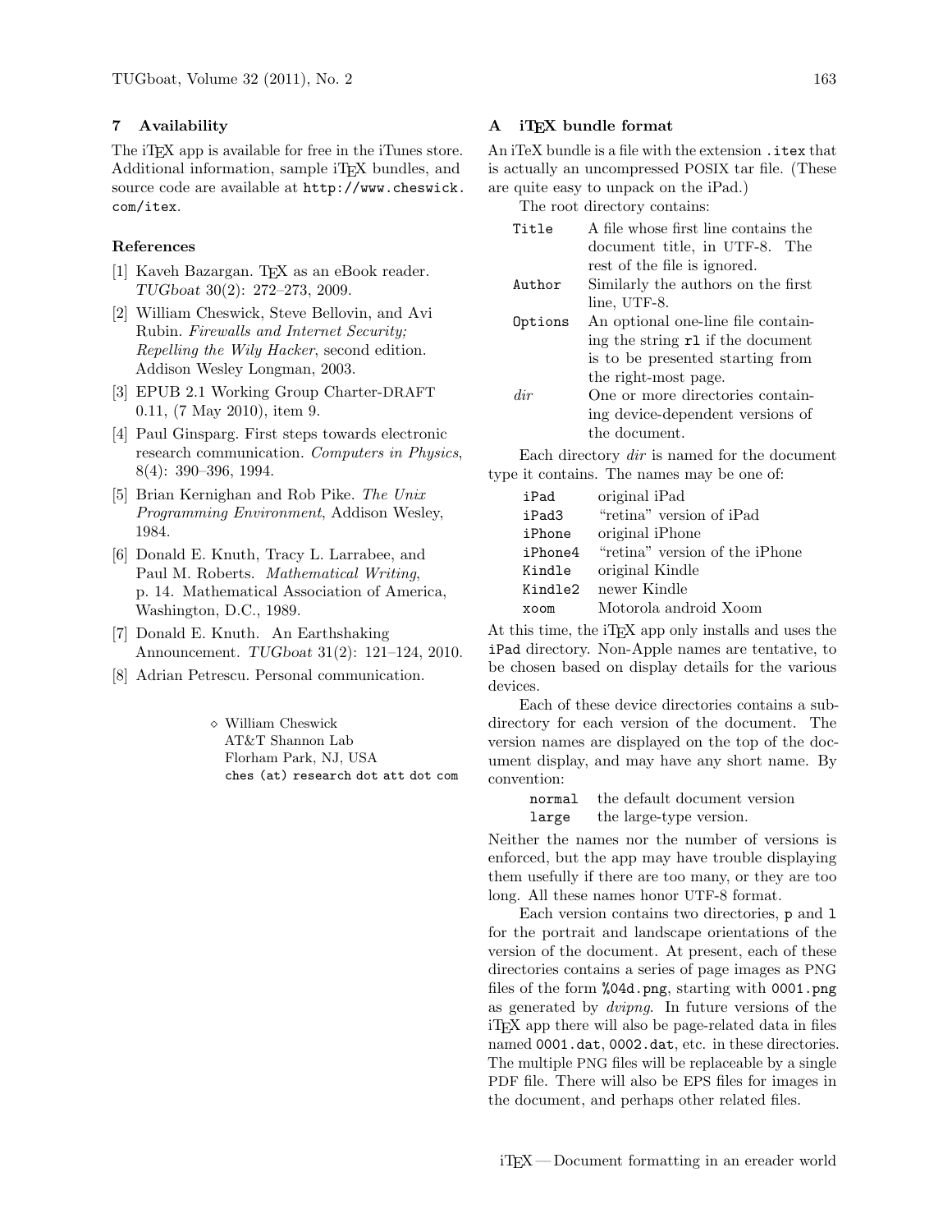## 7 Availability

The iTEX app is available for free in the iTunes store. Additional information, sample iTEX bundles, and source code are available at `http://www.cheswick.com/itex`.

### References

[1] Kaveh Bazargan. TEX as an eBook reader. *TUGboat* 30(2): 272–273, 2009.

[2] William Cheswick, Steve Bellovin, and Avi Rubin. *Firewalls and Internet Security; Repelling the Wily Hacker*, second edition. Addison Wesley Longman, 2003.

[3] EPUB 2.1 Working Group Charter-DRAFT 0.11, (7 May 2010), item 9.

[4] Paul Ginsparg. First steps towards electronic research communication. *Computers in Physics*, 8(4): 390–396, 1994.

[5] Brian Kernighan and Rob Pike. *The Unix Programming Environment*, Addison Wesley, 1984.

[6] Donald E. Knuth, Tracy L. Larrabee, and Paul M. Roberts. *Mathematical Writing*, p. 14. Mathematical Association of America, Washington, D.C., 1989.

[7] Donald E. Knuth. An Earthshaking Announcement. *TUGboat* 31(2): 121–124, 2010.

[8] Adrian Petrescu. Personal communication.

◇ William Cheswick
AT&T Shannon Lab
Florham Park, NJ, USA
`ches (at) research dot att dot com`

## A iTEX bundle format

An iTeX bundle is a file with the extension `.itex` that is actually an uncompressed POSIX tar file. (These are quite easy to unpack on the iPad.)

The root directory contains:

| | |
|---|---|
| `Title` | A file whose first line contains the document title, in UTF-8. The rest of the file is ignored. |
| `Author` | Similarly the authors on the first line, UTF-8. |
| `Options` | An optional one-line file containing the string `rl` if the document is to be presented starting from the right-most page. |
| *dir* | One or more directories containing device-dependent versions of the document. |

Each directory *dir* is named for the document type it contains. The names may be one of:

| | |
|---|---|
| `iPad` | original iPad |
| `iPad3` | "retina" version of iPad |
| `iPhone` | original iPhone |
| `iPhone4` | "retina" version of the iPhone |
| `Kindle` | original Kindle |
| `Kindle2` | newer Kindle |
| `xoom` | Motorola android Xoom |

At this time, the iTEX app only installs and uses the `iPad` directory. Non-Apple names are tentative, to be chosen based on display details for the various devices.

Each of these device directories contains a subdirectory for each version of the document. The version names are displayed on the top of the document display, and may have any short name. By convention:

| | |
|---|---|
| `normal` | the default document version |
| `large` | the large-type version. |

Neither the names nor the number of versions is enforced, but the app may have trouble displaying them usefully if there are too many, or they are too long. All these names honor UTF-8 format.

Each version contains two directories, `p` and `l` for the portrait and landscape orientations of the version of the document. At present, each of these directories contains a series of page images as PNG files of the form `%04d.png`, starting with `0001.png` as generated by *dvipng*. In future versions of the iTEX app there will also be page-related data in files named `0001.dat`, `0002.dat`, etc. in these directories. The multiple PNG files will be replaceable by a single PDF file. There will also be EPS files for images in the document, and perhaps other related files.